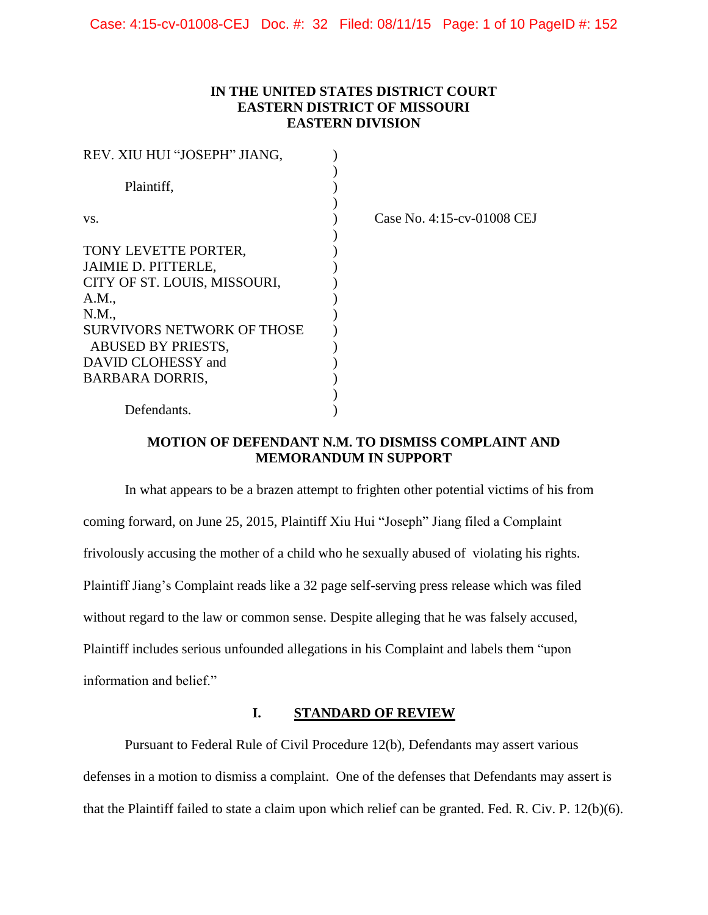**IN THE UNITED STATES DISTRICT COURT**
**EASTERN DISTRICT OF MISSOURI**
**EASTERN DIVISION**

| | | |
|---|---|---|
| REV. XIU HUI "JOSEPH" JIANG, | ) | |
| | ) | |
| Plaintiff, | ) | |
| | ) | |
| vs. | ) | Case No. 4:15-cv-01008 CEJ |
| | ) | |
| TONY LEVETTE PORTER, | ) | |
| JAIMIE D. PITTERLE, | ) | |
| CITY OF ST. LOUIS, MISSOURI, | ) | |
| A.M., | ) | |
| N.M., | ) | |
| SURVIVORS NETWORK OF THOSE ABUSED BY PRIESTS, | ) | |
| DAVID CLOHESSY and | ) | |
| BARBARA DORRIS, | ) | |
| | ) | |
| Defendants. | ) | |

**MOTION OF DEFENDANT N.M. TO DISMISS COMPLAINT AND MEMORANDUM IN SUPPORT**

In what appears to be a brazen attempt to frighten other potential victims of his from coming forward, on June 25, 2015, Plaintiff Xiu Hui "Joseph" Jiang filed a Complaint frivolously accusing the mother of a child who he sexually abused of violating his rights. Plaintiff Jiang's Complaint reads like a 32 page self-serving press release which was filed without regard to the law or common sense. Despite alleging that he was falsely accused, Plaintiff includes serious unfounded allegations in his Complaint and labels them "upon information and belief."

## I. STANDARD OF REVIEW

Pursuant to Federal Rule of Civil Procedure 12(b), Defendants may assert various defenses in a motion to dismiss a complaint. One of the defenses that Defendants may assert is that the Plaintiff failed to state a claim upon which relief can be granted. Fed. R. Civ. P. 12(b)(6).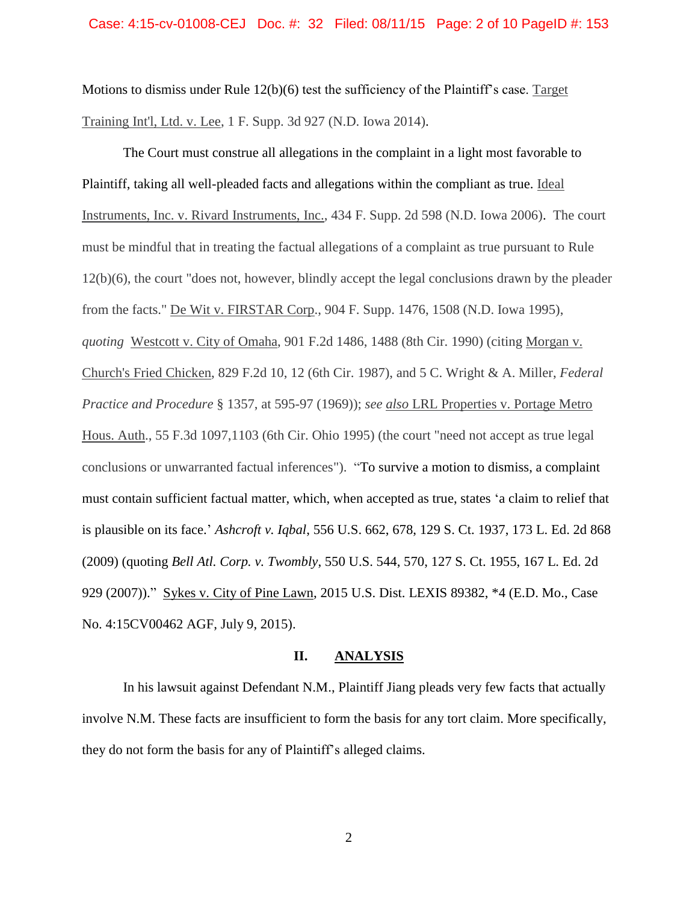Motions to dismiss under Rule 12(b)(6) test the sufficiency of the Plaintiff's case. Target Training Int'l, Ltd. v. Lee, 1 F. Supp. 3d 927 (N.D. Iowa 2014).

The Court must construe all allegations in the complaint in a light most favorable to Plaintiff, taking all well-pleaded facts and allegations within the compliant as true. Ideal Instruments, Inc. v. Rivard Instruments, Inc., 434 F. Supp. 2d 598 (N.D. Iowa 2006). The court must be mindful that in treating the factual allegations of a complaint as true pursuant to Rule 12(b)(6), the court "does not, however, blindly accept the legal conclusions drawn by the pleader from the facts." De Wit v. FIRSTAR Corp., 904 F. Supp. 1476, 1508 (N.D. Iowa 1995), *quoting* Westcott v. City of Omaha, 901 F.2d 1486, 1488 (8th Cir. 1990) (citing Morgan v. Church's Fried Chicken, 829 F.2d 10, 12 (6th Cir. 1987), and 5 C. Wright & A. Miller, *Federal Practice and Procedure* § 1357, at 595-97 (1969)); *see also* LRL Properties v. Portage Metro Hous. Auth., 55 F.3d 1097,1103 (6th Cir. Ohio 1995) (the court "need not accept as true legal conclusions or unwarranted factual inferences"). "To survive a motion to dismiss, a complaint must contain sufficient factual matter, which, when accepted as true, states 'a claim to relief that is plausible on its face.' *Ashcroft v. Iqbal*, 556 U.S. 662, 678, 129 S. Ct. 1937, 173 L. Ed. 2d 868 (2009) (quoting *Bell Atl. Corp. v. Twombly*, 550 U.S. 544, 570, 127 S. Ct. 1955, 167 L. Ed. 2d 929 (2007))." Sykes v. City of Pine Lawn, 2015 U.S. Dist. LEXIS 89382, *4 (E.D. Mo., Case No. 4:15CV00462 AGF, July 9, 2015).

## II. ANALYSIS

In his lawsuit against Defendant N.M., Plaintiff Jiang pleads very few facts that actually involve N.M. These facts are insufficient to form the basis for any tort claim. More specifically, they do not form the basis for any of Plaintiff's alleged claims.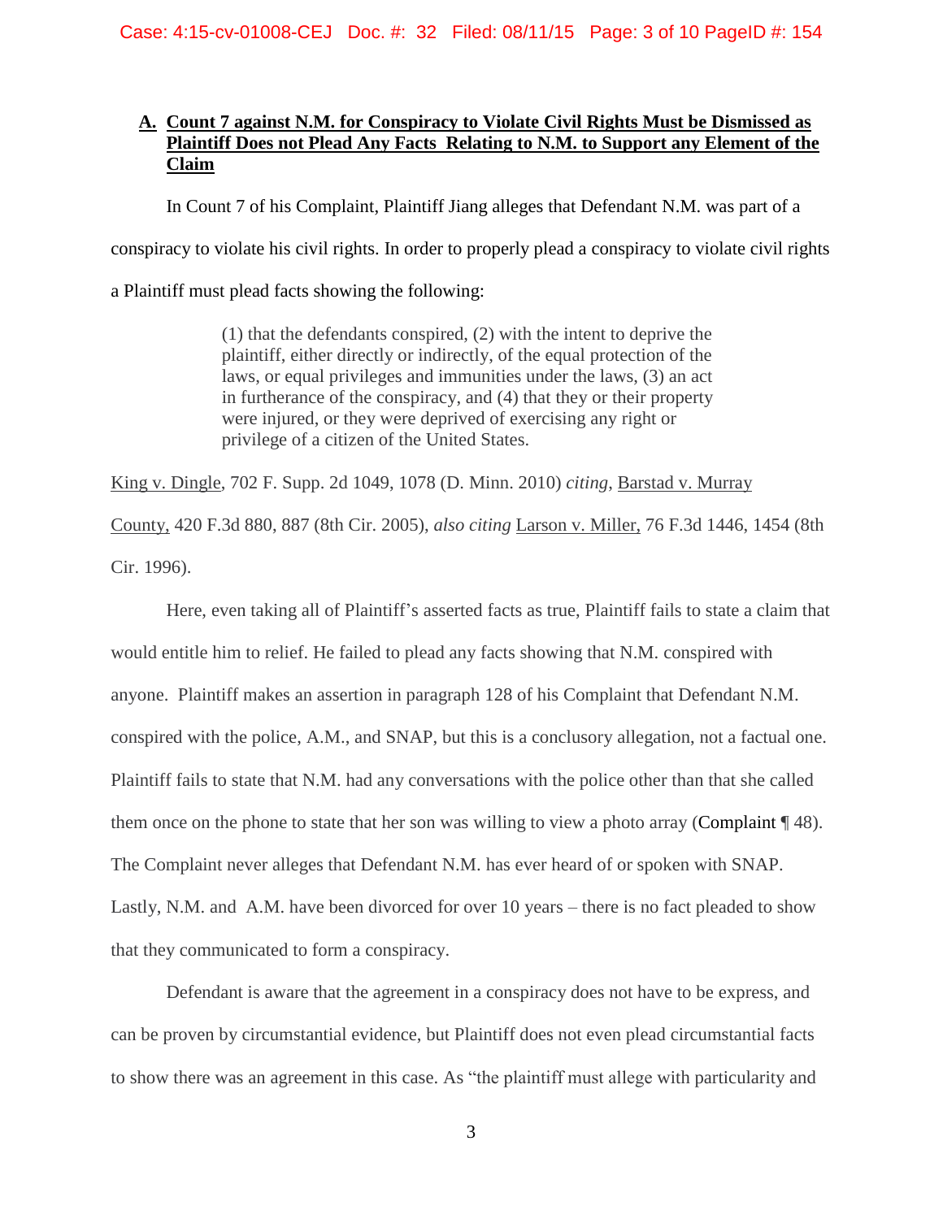## A. Count 7 against N.M. for Conspiracy to Violate Civil Rights Must be Dismissed as Plaintiff Does not Plead Any Facts Relating to N.M. to Support any Element of the Claim

In Count 7 of his Complaint, Plaintiff Jiang alleges that Defendant N.M. was part of a conspiracy to violate his civil rights. In order to properly plead a conspiracy to violate civil rights a Plaintiff must plead facts showing the following:

> (1) that the defendants conspired, (2) with the intent to deprive the plaintiff, either directly or indirectly, of the equal protection of the laws, or equal privileges and immunities under the laws, (3) an act in furtherance of the conspiracy, and (4) that they or their property were injured, or they were deprived of exercising any right or privilege of a citizen of the United States.

King v. Dingle, 702 F. Supp. 2d 1049, 1078 (D. Minn. 2010) *citing*, Barstad v. Murray County, 420 F.3d 880, 887 (8th Cir. 2005), *also citing* Larson v. Miller, 76 F.3d 1446, 1454 (8th Cir. 1996).

Here, even taking all of Plaintiff's asserted facts as true, Plaintiff fails to state a claim that would entitle him to relief. He failed to plead any facts showing that N.M. conspired with anyone. Plaintiff makes an assertion in paragraph 128 of his Complaint that Defendant N.M. conspired with the police, A.M., and SNAP, but this is a conclusory allegation, not a factual one. Plaintiff fails to state that N.M. had any conversations with the police other than that she called them once on the phone to state that her son was willing to view a photo array (Complaint ¶ 48). The Complaint never alleges that Defendant N.M. has ever heard of or spoken with SNAP. Lastly, N.M. and A.M. have been divorced for over 10 years – there is no fact pleaded to show that they communicated to form a conspiracy.

Defendant is aware that the agreement in a conspiracy does not have to be express, and can be proven by circumstantial evidence, but Plaintiff does not even plead circumstantial facts to show there was an agreement in this case. As "the plaintiff must allege with particularity and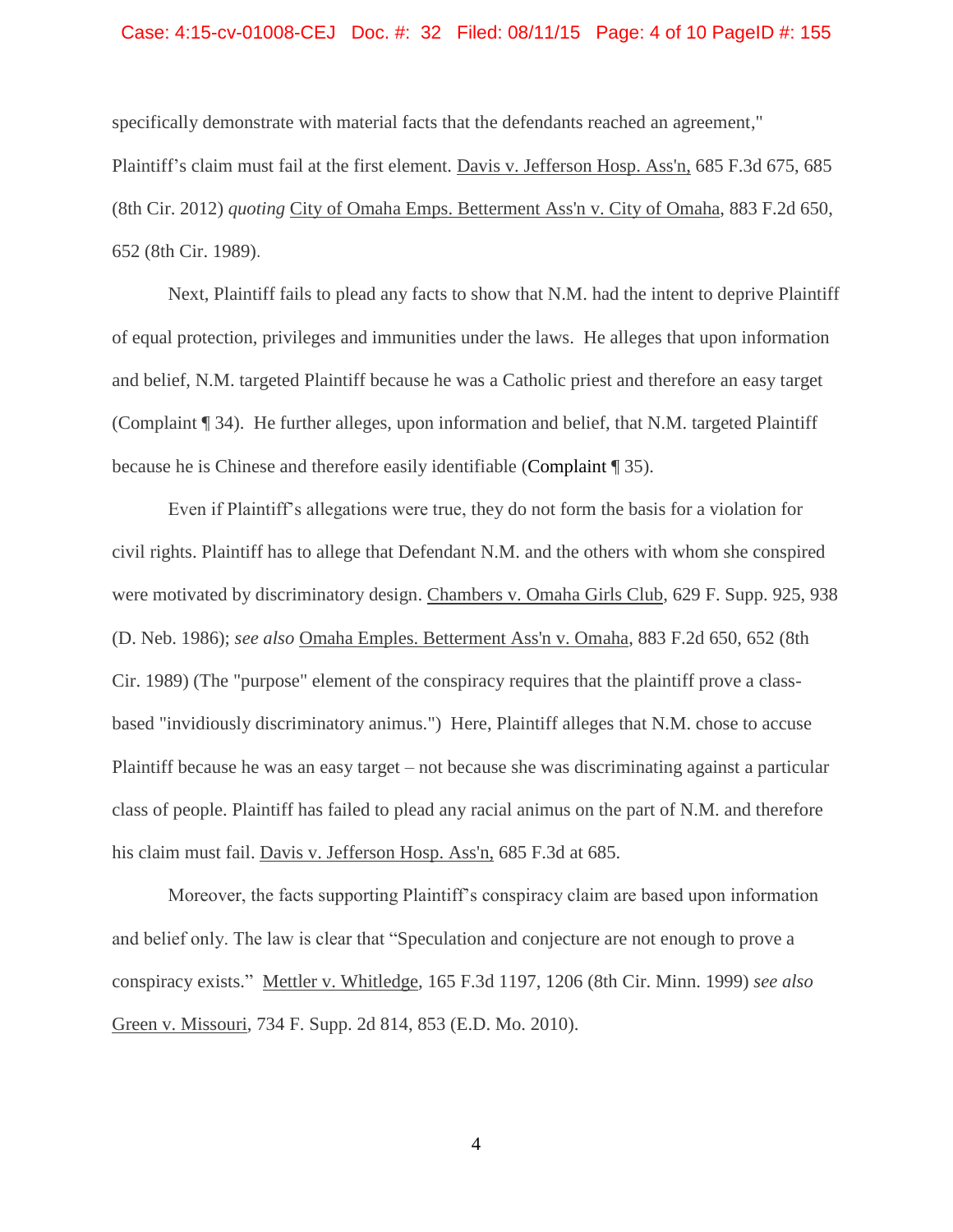specifically demonstrate with material facts that the defendants reached an agreement," Plaintiff's claim must fail at the first element. Davis v. Jefferson Hosp. Ass'n, 685 F.3d 675, 685 (8th Cir. 2012) *quoting* City of Omaha Emps. Betterment Ass'n v. City of Omaha, 883 F.2d 650, 652 (8th Cir. 1989).

Next, Plaintiff fails to plead any facts to show that N.M. had the intent to deprive Plaintiff of equal protection, privileges and immunities under the laws. He alleges that upon information and belief, N.M. targeted Plaintiff because he was a Catholic priest and therefore an easy target (Complaint ¶ 34). He further alleges, upon information and belief, that N.M. targeted Plaintiff because he is Chinese and therefore easily identifiable (Complaint ¶ 35).

Even if Plaintiff's allegations were true, they do not form the basis for a violation for civil rights. Plaintiff has to allege that Defendant N.M. and the others with whom she conspired were motivated by discriminatory design. Chambers v. Omaha Girls Club, 629 F. Supp. 925, 938 (D. Neb. 1986); *see also* Omaha Emples. Betterment Ass'n v. Omaha, 883 F.2d 650, 652 (8th Cir. 1989) (The "purpose" element of the conspiracy requires that the plaintiff prove a class-based "invidiously discriminatory animus.") Here, Plaintiff alleges that N.M. chose to accuse Plaintiff because he was an easy target – not because she was discriminating against a particular class of people. Plaintiff has failed to plead any racial animus on the part of N.M. and therefore his claim must fail. Davis v. Jefferson Hosp. Ass'n, 685 F.3d at 685.

Moreover, the facts supporting Plaintiff's conspiracy claim are based upon information and belief only. The law is clear that "Speculation and conjecture are not enough to prove a conspiracy exists." Mettler v. Whitledge, 165 F.3d 1197, 1206 (8th Cir. Minn. 1999) *see also* Green v. Missouri, 734 F. Supp. 2d 814, 853 (E.D. Mo. 2010).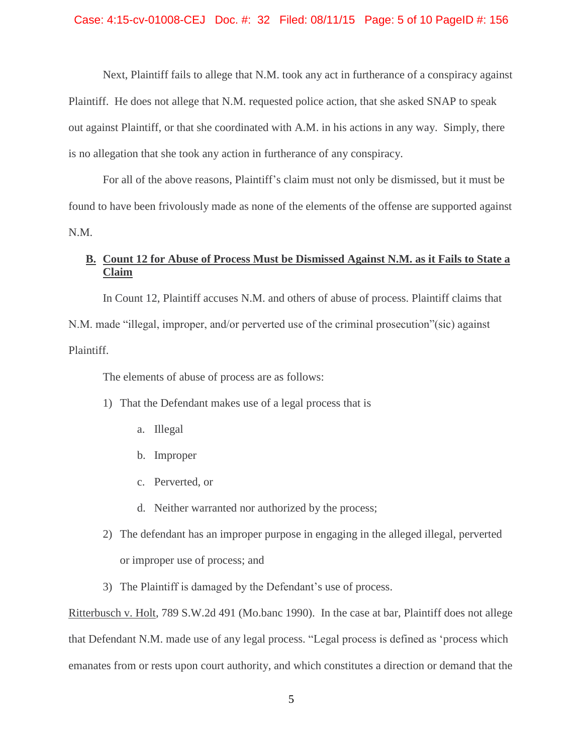Next, Plaintiff fails to allege that N.M. took any act in furtherance of a conspiracy against Plaintiff. He does not allege that N.M. requested police action, that she asked SNAP to speak out against Plaintiff, or that she coordinated with A.M. in his actions in any way. Simply, there is no allegation that she took any action in furtherance of any conspiracy.

For all of the above reasons, Plaintiff's claim must not only be dismissed, but it must be found to have been frivolously made as none of the elements of the offense are supported against N.M.

## B. Count 12 for Abuse of Process Must be Dismissed Against N.M. as it Fails to State a Claim

In Count 12, Plaintiff accuses N.M. and others of abuse of process. Plaintiff claims that N.M. made "illegal, improper, and/or perverted use of the criminal prosecution"(sic) against Plaintiff.

The elements of abuse of process are as follows:

1) That the Defendant makes use of a legal process that is
   a. Illegal
   b. Improper
   c. Perverted, or
   d. Neither warranted nor authorized by the process;
2) The defendant has an improper purpose in engaging in the alleged illegal, perverted or improper use of process; and
3) The Plaintiff is damaged by the Defendant's use of process.

Ritterbusch v. Holt, 789 S.W.2d 491 (Mo.banc 1990). In the case at bar, Plaintiff does not allege that Defendant N.M. made use of any legal process. "Legal process is defined as 'process which emanates from or rests upon court authority, and which constitutes a direction or demand that the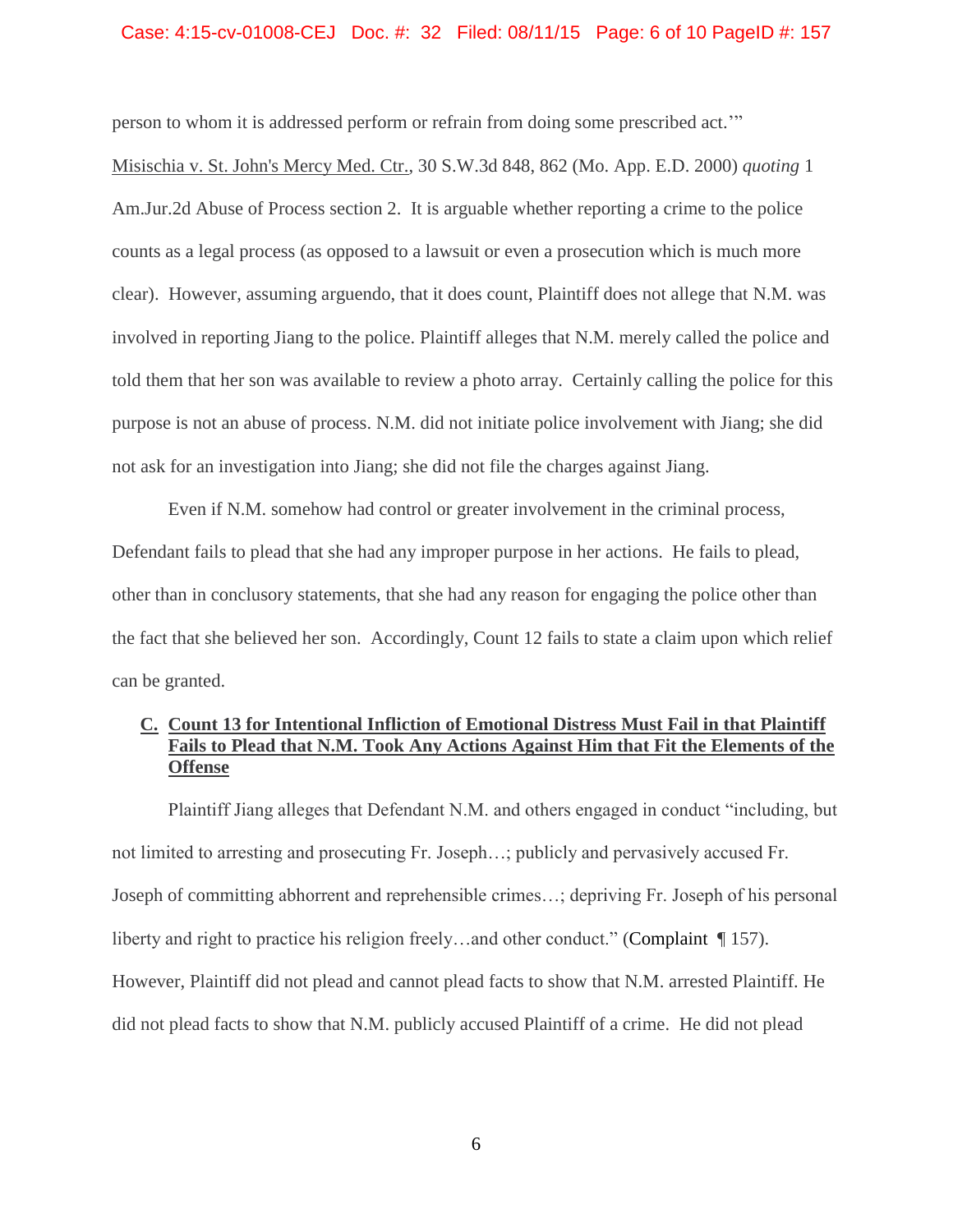person to whom it is addressed perform or refrain from doing some prescribed act.'"

Misischia v. St. John's Mercy Med. Ctr., 30 S.W.3d 848, 862 (Mo. App. E.D. 2000) *quoting* 1 Am.Jur.2d Abuse of Process section 2. It is arguable whether reporting a crime to the police counts as a legal process (as opposed to a lawsuit or even a prosecution which is much more clear). However, assuming arguendo, that it does count, Plaintiff does not allege that N.M. was involved in reporting Jiang to the police. Plaintiff alleges that N.M. merely called the police and told them that her son was available to review a photo array. Certainly calling the police for this purpose is not an abuse of process. N.M. did not initiate police involvement with Jiang; she did not ask for an investigation into Jiang; she did not file the charges against Jiang.

Even if N.M. somehow had control or greater involvement in the criminal process, Defendant fails to plead that she had any improper purpose in her actions. He fails to plead, other than in conclusory statements, that she had any reason for engaging the police other than the fact that she believed her son. Accordingly, Count 12 fails to state a claim upon which relief can be granted.

## C. Count 13 for Intentional Infliction of Emotional Distress Must Fail in that Plaintiff Fails to Plead that N.M. Took Any Actions Against Him that Fit the Elements of the Offense

Plaintiff Jiang alleges that Defendant N.M. and others engaged in conduct "including, but not limited to arresting and prosecuting Fr. Joseph…; publicly and pervasively accused Fr. Joseph of committing abhorrent and reprehensible crimes…; depriving Fr. Joseph of his personal liberty and right to practice his religion freely…and other conduct." (Complaint ¶ 157). However, Plaintiff did not plead and cannot plead facts to show that N.M. arrested Plaintiff. He did not plead facts to show that N.M. publicly accused Plaintiff of a crime. He did not plead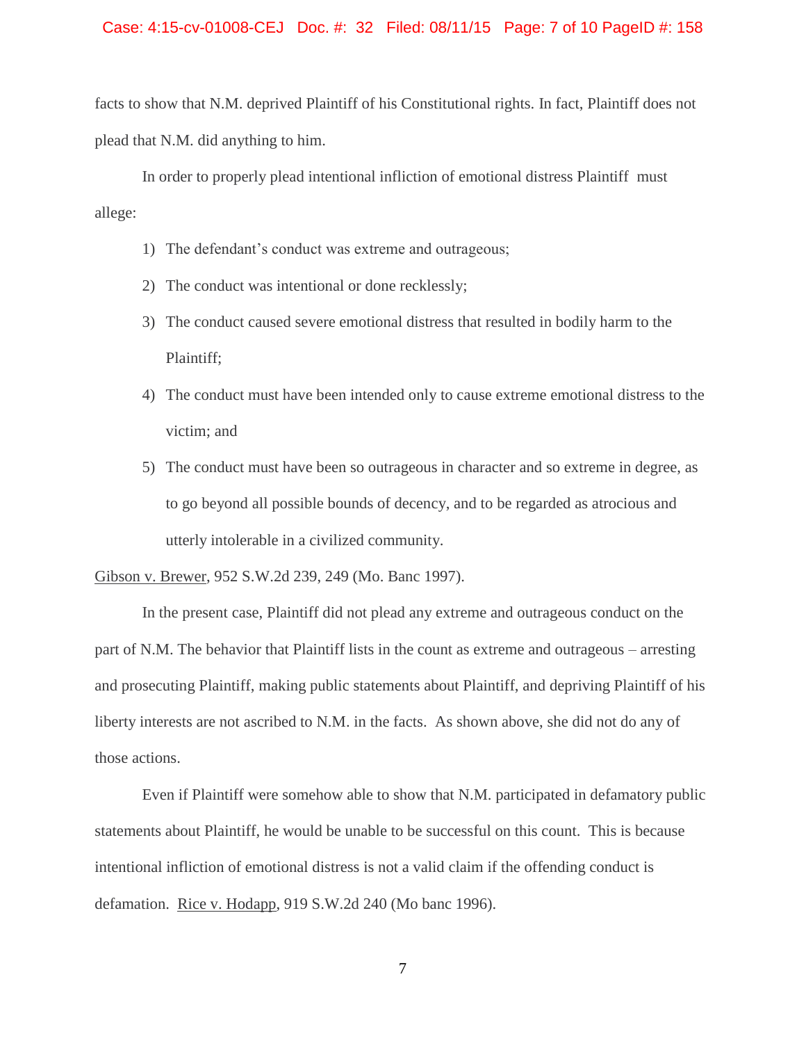facts to show that N.M. deprived Plaintiff of his Constitutional rights. In fact, Plaintiff does not plead that N.M. did anything to him.

In order to properly plead intentional infliction of emotional distress Plaintiff must allege:

1) The defendant's conduct was extreme and outrageous;
2) The conduct was intentional or done recklessly;
3) The conduct caused severe emotional distress that resulted in bodily harm to the Plaintiff;
4) The conduct must have been intended only to cause extreme emotional distress to the victim; and
5) The conduct must have been so outrageous in character and so extreme in degree, as to go beyond all possible bounds of decency, and to be regarded as atrocious and utterly intolerable in a civilized community.

Gibson v. Brewer, 952 S.W.2d 239, 249 (Mo. Banc 1997).

In the present case, Plaintiff did not plead any extreme and outrageous conduct on the part of N.M. The behavior that Plaintiff lists in the count as extreme and outrageous – arresting and prosecuting Plaintiff, making public statements about Plaintiff, and depriving Plaintiff of his liberty interests are not ascribed to N.M. in the facts. As shown above, she did not do any of those actions.

Even if Plaintiff were somehow able to show that N.M. participated in defamatory public statements about Plaintiff, he would be unable to be successful on this count. This is because intentional infliction of emotional distress is not a valid claim if the offending conduct is defamation. Rice v. Hodapp, 919 S.W.2d 240 (Mo banc 1996).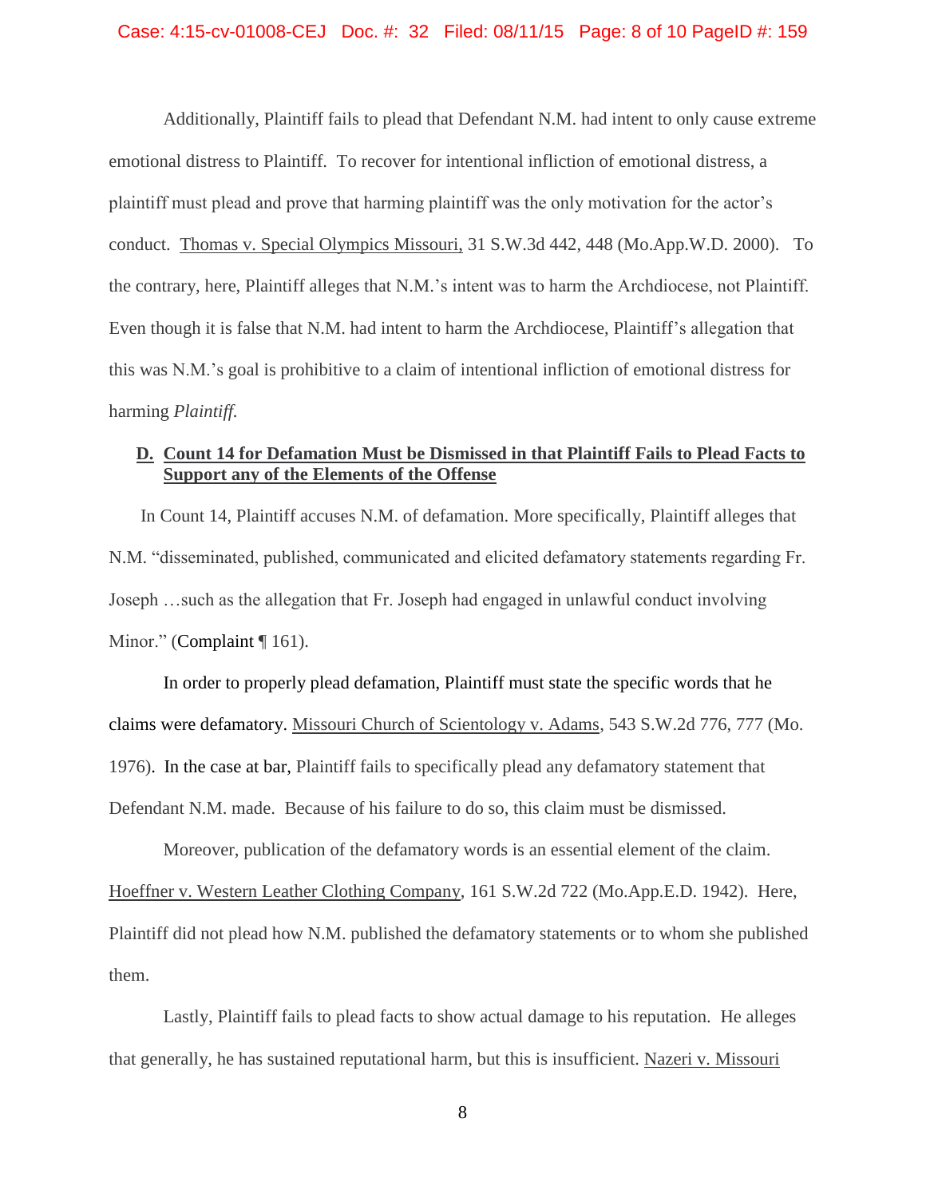Additionally, Plaintiff fails to plead that Defendant N.M. had intent to only cause extreme emotional distress to Plaintiff. To recover for intentional infliction of emotional distress, a plaintiff must plead and prove that harming plaintiff was the only motivation for the actor's conduct. Thomas v. Special Olympics Missouri, 31 S.W.3d 442, 448 (Mo.App.W.D. 2000). To the contrary, here, Plaintiff alleges that N.M.'s intent was to harm the Archdiocese, not Plaintiff. Even though it is false that N.M. had intent to harm the Archdiocese, Plaintiff's allegation that this was N.M.'s goal is prohibitive to a claim of intentional infliction of emotional distress for harming *Plaintiff*.

**D. Count 14 for Defamation Must be Dismissed in that Plaintiff Fails to Plead Facts to Support any of the Elements of the Offense**

In Count 14, Plaintiff accuses N.M. of defamation. More specifically, Plaintiff alleges that N.M. "disseminated, published, communicated and elicited defamatory statements regarding Fr. Joseph …such as the allegation that Fr. Joseph had engaged in unlawful conduct involving Minor." (Complaint ¶ 161).

In order to properly plead defamation, Plaintiff must state the specific words that he claims were defamatory. Missouri Church of Scientology v. Adams, 543 S.W.2d 776, 777 (Mo. 1976). In the case at bar, Plaintiff fails to specifically plead any defamatory statement that Defendant N.M. made. Because of his failure to do so, this claim must be dismissed.

Moreover, publication of the defamatory words is an essential element of the claim. Hoeffner v. Western Leather Clothing Company, 161 S.W.2d 722 (Mo.App.E.D. 1942). Here, Plaintiff did not plead how N.M. published the defamatory statements or to whom she published them.

Lastly, Plaintiff fails to plead facts to show actual damage to his reputation. He alleges that generally, he has sustained reputational harm, but this is insufficient. Nazeri v. Missouri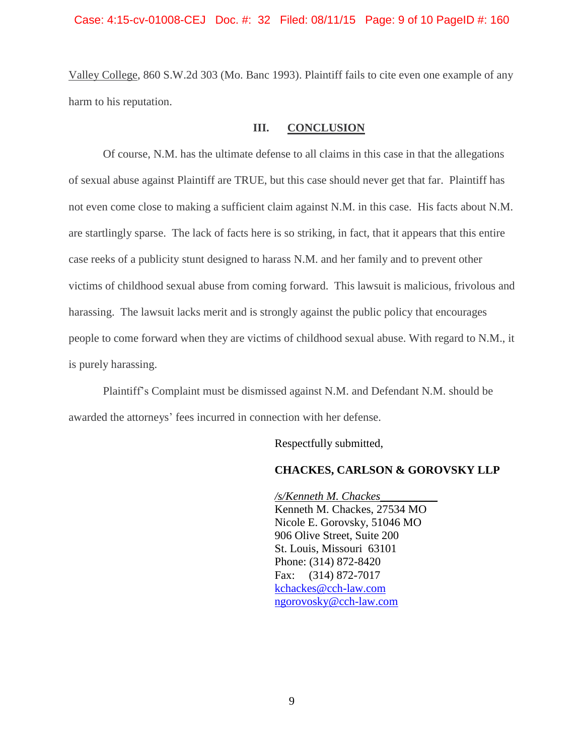Valley College, 860 S.W.2d 303 (Mo. Banc 1993). Plaintiff fails to cite even one example of any harm to his reputation.

## III. CONCLUSION

Of course, N.M. has the ultimate defense to all claims in this case in that the allegations of sexual abuse against Plaintiff are TRUE, but this case should never get that far. Plaintiff has not even come close to making a sufficient claim against N.M. in this case. His facts about N.M. are startlingly sparse. The lack of facts here is so striking, in fact, that it appears that this entire case reeks of a publicity stunt designed to harass N.M. and her family and to prevent other victims of childhood sexual abuse from coming forward. This lawsuit is malicious, frivolous and harassing. The lawsuit lacks merit and is strongly against the public policy that encourages people to come forward when they are victims of childhood sexual abuse. With regard to N.M., it is purely harassing.

Plaintiff's Complaint must be dismissed against N.M. and Defendant N.M. should be awarded the attorneys' fees incurred in connection with her defense.

Respectfully submitted,

**CHACKES, CARLSON & GOROVSKY LLP**

*/s/Kenneth M. Chackes*
Kenneth M. Chackes, 27534 MO
Nicole E. Gorovsky, 51046 MO
906 Olive Street, Suite 200
St. Louis, Missouri 63101
Phone: (314) 872-8420
Fax: (314) 872-7017
kchackes@cch-law.com
ngorovosky@cch-law.com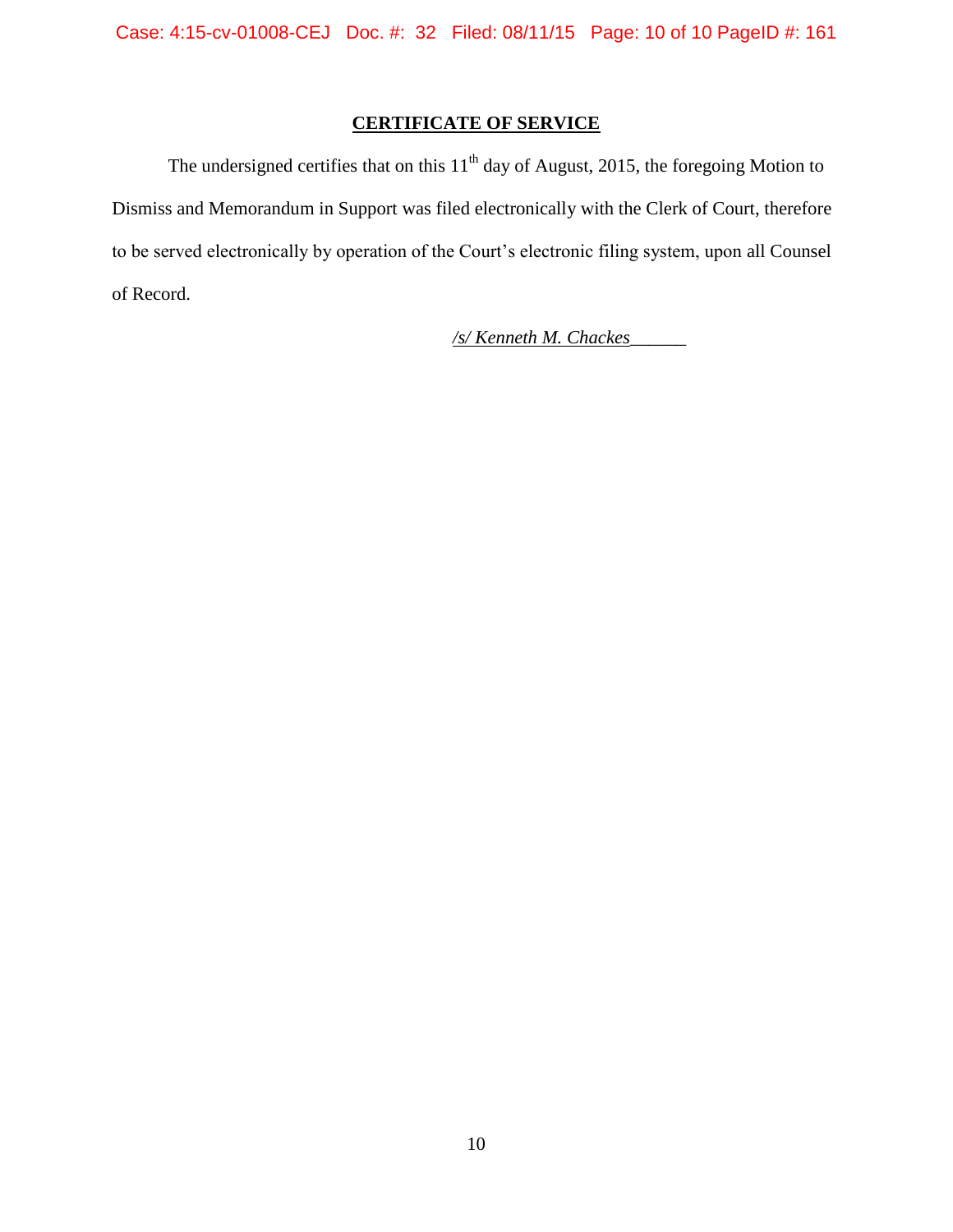**CERTIFICATE OF SERVICE**

The undersigned certifies that on this 11th day of August, 2015, the foregoing Motion to Dismiss and Memorandum in Support was filed electronically with the Clerk of Court, therefore to be served electronically by operation of the Court's electronic filing system, upon all Counsel of Record.

*/s/ Kenneth M. Chackes*